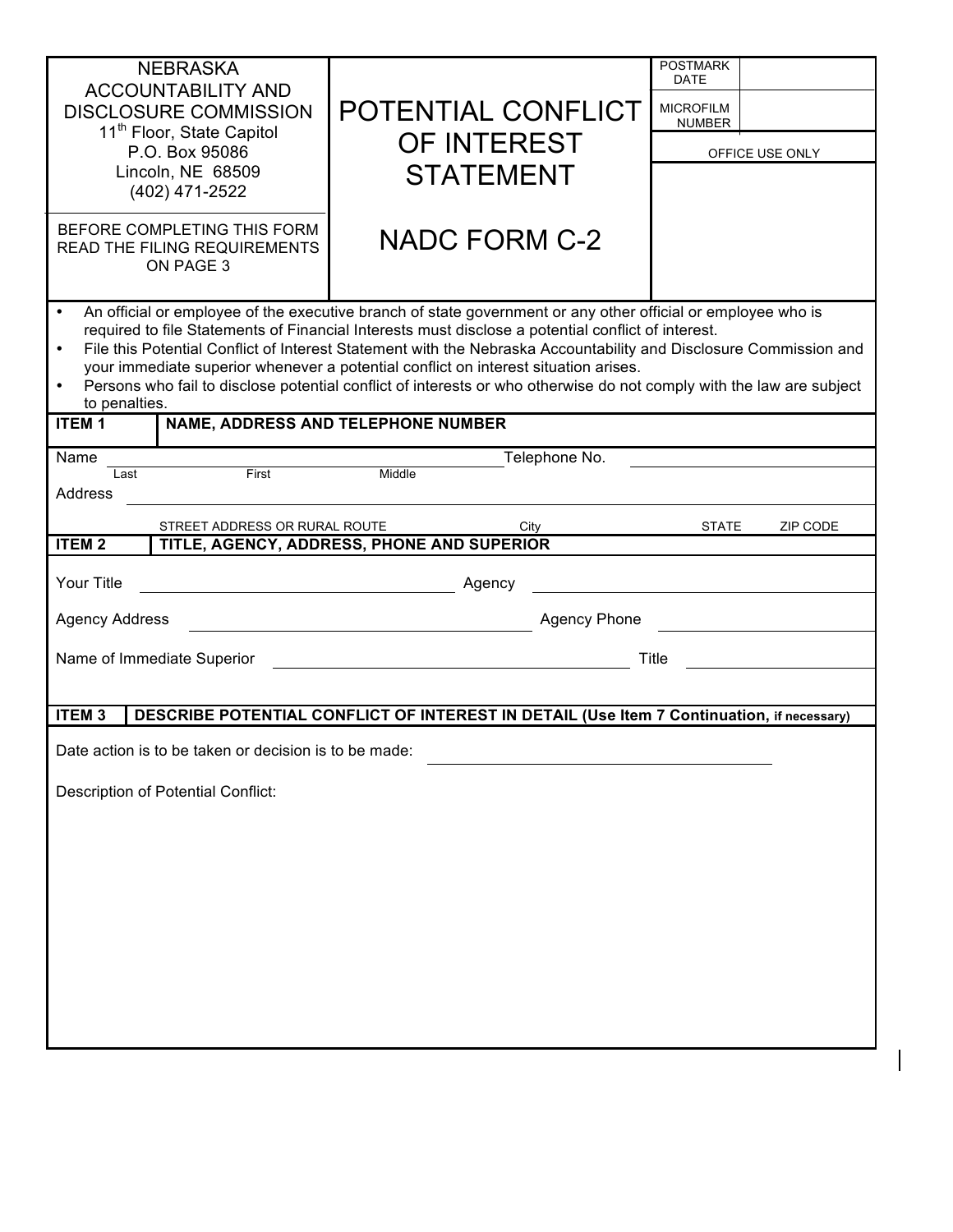NEBRASKA ACCOUNTABILITY AND DISCLOSURE COMMISSION
11th Floor, State Capitol
P.O. Box 95086
Lincoln, NE 68509
(402) 471-2522

BEFORE COMPLETING THIS FORM READ THE FILING REQUIREMENTS ON PAGE 3

# POTENTIAL CONFLICT OF INTEREST STATEMENT

## NADC FORM C-2

| POSTMARK DATE | |
|---|---|
| MICROFILM NUMBER | |
| OFFICE USE ONLY | |

- An official or employee of the executive branch of state government or any other official or employee who is required to file Statements of Financial Interests must disclose a potential conflict of interest.
- File this Potential Conflict of Interest Statement with the Nebraska Accountability and Disclosure Commission and your immediate superior whenever a potential conflict on interest situation arises.
- Persons who fail to disclose potential conflict of interests or who otherwise do not comply with the law are subject to penalties.

**ITEM 1 — NAME, ADDRESS AND TELEPHONE NUMBER**

Name ______________________________ Telephone No. ______________
(Last / First / Middle)

Address ______________________________________________________
(STREET ADDRESS OR RURAL ROUTE / City / STATE / ZIP CODE)

**ITEM 2 — TITLE, AGENCY, ADDRESS, PHONE AND SUPERIOR**

Your Title ______________________ Agency ______________________

Agency Address ______________________ Agency Phone ______________

Name of Immediate Superior ______________________ Title ______________

**ITEM 3 — DESCRIBE POTENTIAL CONFLICT OF INTEREST IN DETAIL (Use Item 7 Continuation, if necessary)**

Date action is to be taken or decision is to be made: ______________________

Description of Potential Conflict: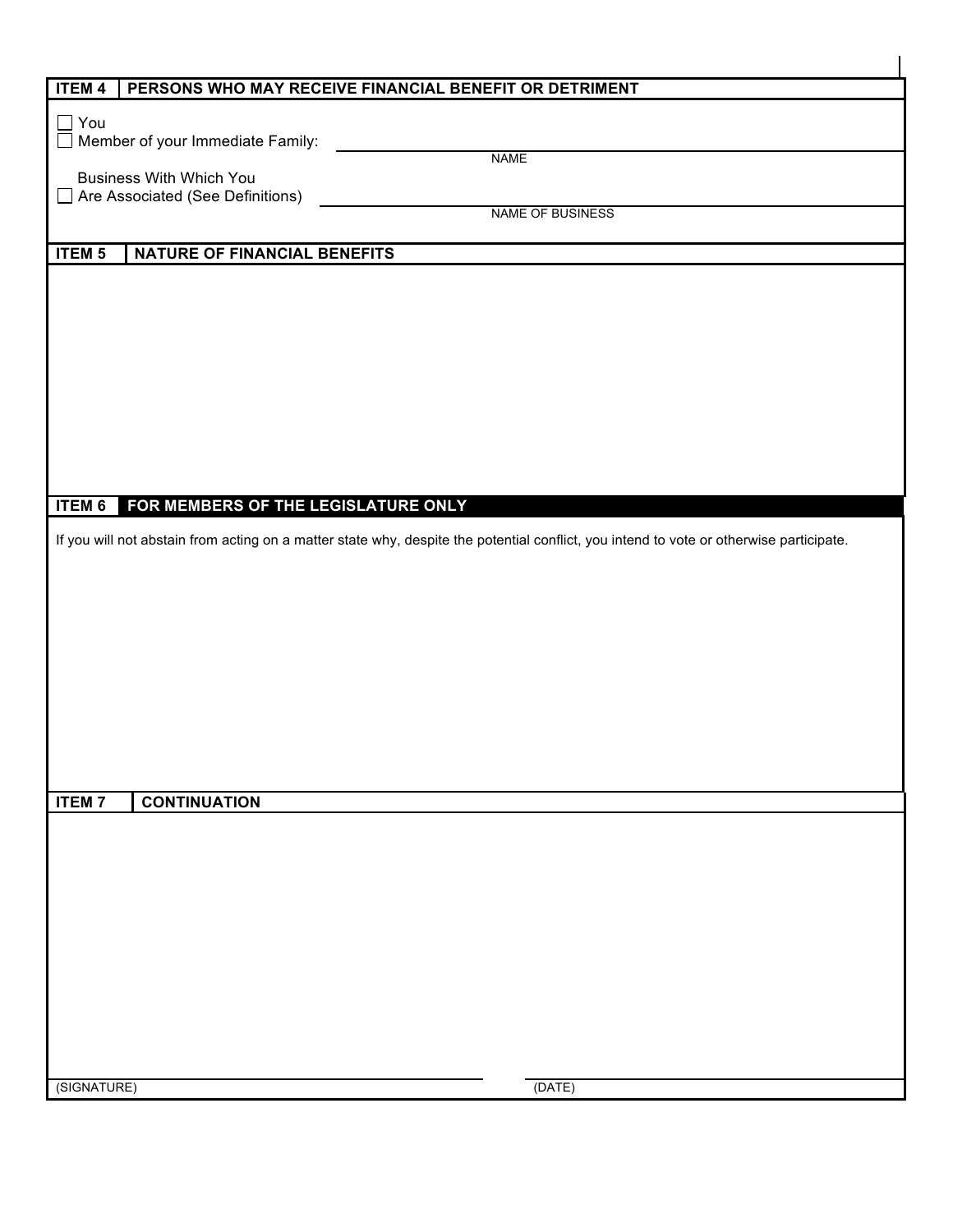## ITEM 4 PERSONS WHO MAY RECEIVE FINANCIAL BENEFIT OR DETRIMENT

☐ You

☐ Member of your Immediate Family: ____________________
NAME

☐ Business With Which You Are Associated (See Definitions) ____________________
NAME OF BUSINESS

## ITEM 5 NATURE OF FINANCIAL BENEFITS

## ITEM 6 FOR MEMBERS OF THE LEGISLATURE ONLY

If you will not abstain from acting on a matter state why, despite the potential conflict, you intend to vote or otherwise participate.

## ITEM 7 CONTINUATION

____________________ ____________________
(SIGNATURE) (DATE)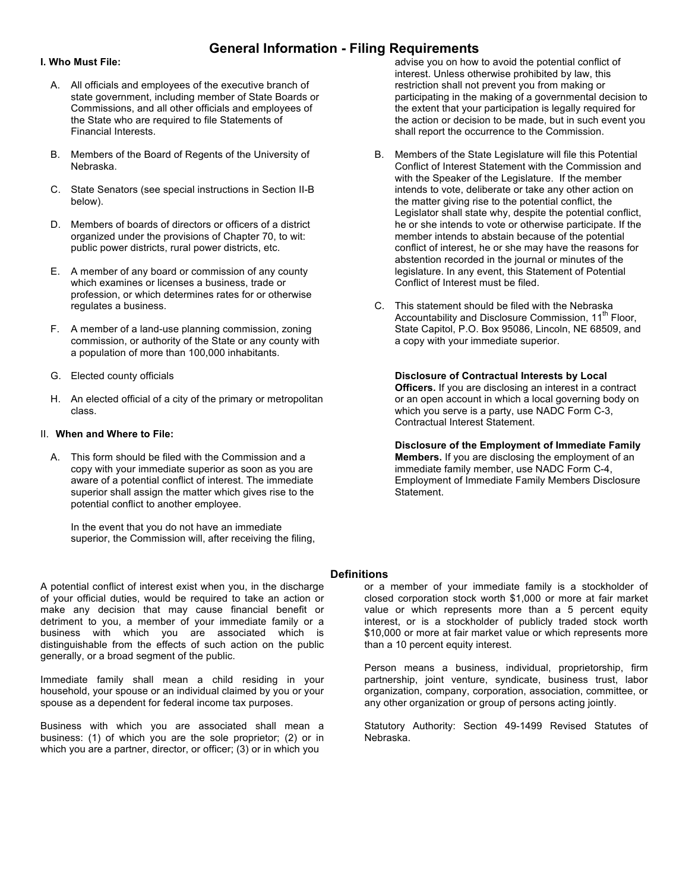# General Information - Filing Requirements

**I. Who Must File:**

A. All officials and employees of the executive branch of state government, including member of State Boards or Commissions, and all other officials and employees of the State who are required to file Statements of Financial Interests.

B. Members of the Board of Regents of the University of Nebraska.

C. State Senators (see special instructions in Section II-B below).

D. Members of boards of directors or officers of a district organized under the provisions of Chapter 70, to wit: public power districts, rural power districts, etc.

E. A member of any board or commission of any county which examines or licenses a business, trade or profession, or which determines rates for or otherwise regulates a business.

F. A member of a land-use planning commission, zoning commission, or authority of the State or any county with a population of more than 100,000 inhabitants.

G. Elected county officials

H. An elected official of a city of the primary or metropolitan class.

II. **When and Where to File:**

A. This form should be filed with the Commission and a copy with your immediate superior as soon as you are aware of a potential conflict of interest. The immediate superior shall assign the matter which gives rise to the potential conflict to another employee.

In the event that you do not have an immediate superior, the Commission will, after receiving the filing, advise you on how to avoid the potential conflict of interest. Unless otherwise prohibited by law, this restriction shall not prevent you from making or participating in the making of a governmental decision to the extent that your participation is legally required for the action or decision to be made, but in such event you shall report the occurrence to the Commission.

B. Members of the State Legislature will file this Potential Conflict of Interest Statement with the Commission and with the Speaker of the Legislature. If the member intends to vote, deliberate or take any other action on the matter giving rise to the potential conflict, the Legislator shall state why, despite the potential conflict, he or she intends to vote or otherwise participate. If the member intends to abstain because of the potential conflict of interest, he or she may have the reasons for abstention recorded in the journal or minutes of the legislature. In any event, this Statement of Potential Conflict of Interest must be filed.

C. This statement should be filed with the Nebraska Accountability and Disclosure Commission, 11th Floor, State Capitol, P.O. Box 95086, Lincoln, NE 68509, and a copy with your immediate superior.

**Disclosure of Contractual Interests by Local Officers.** If you are disclosing an interest in a contract or an open account in which a local governing body on which you serve is a party, use NADC Form C-3, Contractual Interest Statement.

**Disclosure of the Employment of Immediate Family Members.** If you are disclosing the employment of an immediate family member, use NADC Form C-4, Employment of Immediate Family Members Disclosure Statement.

## Definitions

A potential conflict of interest exist when you, in the discharge of your official duties, would be required to take an action or make any decision that may cause financial benefit or detriment to you, a member of your immediate family or a business with which you are associated which is distinguishable from the effects of such action on the public generally, or a broad segment of the public.

Immediate family shall mean a child residing in your household, your spouse or an individual claimed by you or your spouse as a dependent for federal income tax purposes.

Business with which you are associated shall mean a business: (1) of which you are the sole proprietor; (2) or in which you are a partner, director, or officer; (3) or in which you or a member of your immediate family is a stockholder of closed corporation stock worth $1,000 or more at fair market value or which represents more than a 5 percent equity interest, or is a stockholder of publicly traded stock worth $10,000 or more at fair market value or which represents more than a 10 percent equity interest.

Person means a business, individual, proprietorship, firm partnership, joint venture, syndicate, business trust, labor organization, company, corporation, association, committee, or any other organization or group of persons acting jointly.

Statutory Authority: Section 49-1499 Revised Statutes of Nebraska.